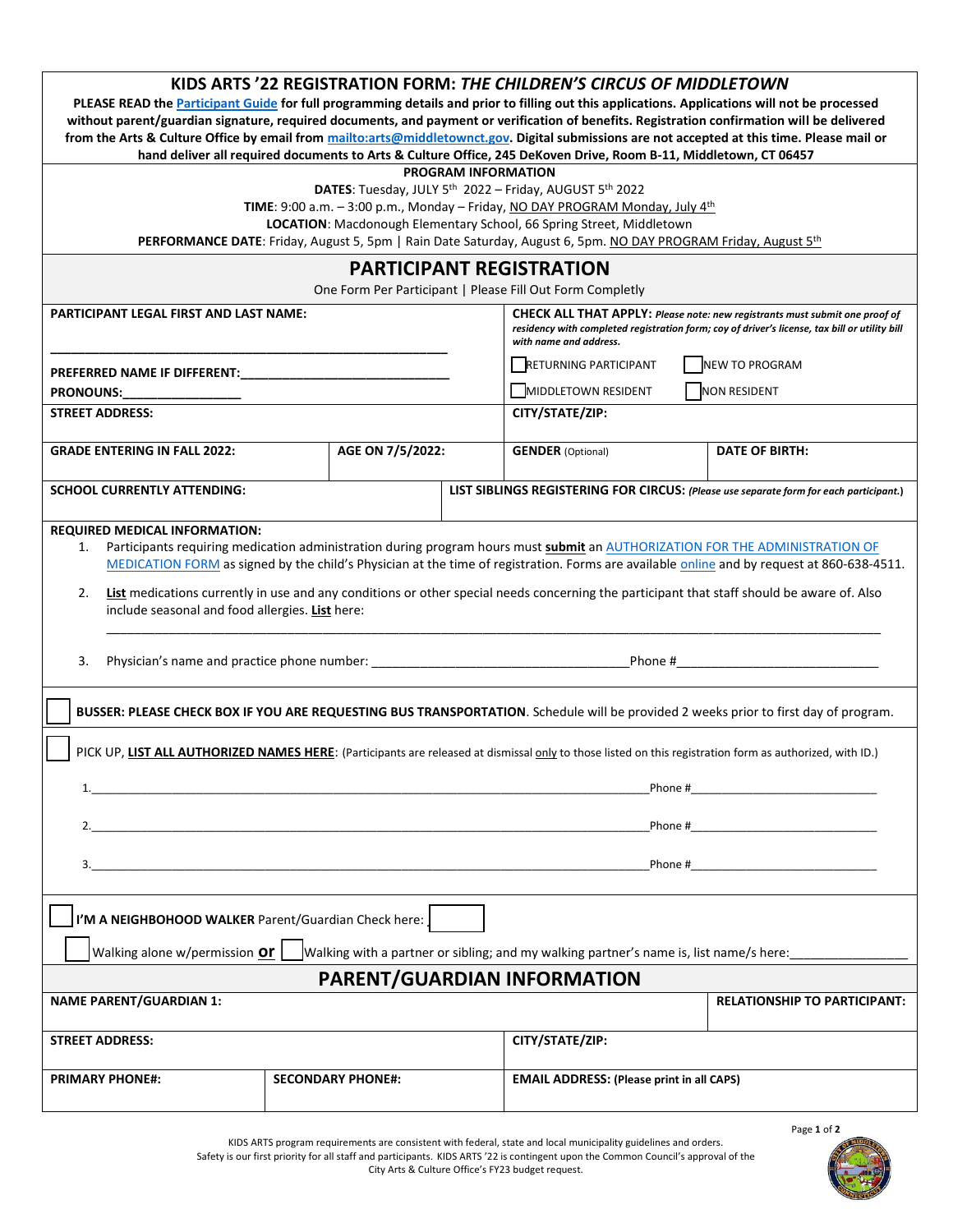# KIDS ARTS '22 REGISTRATION FORM: *THE CHILDREN'S CIRCUS OF MIDDLETOWN*

**PLEASE READ the Participant Guide for full programming details and prior to filling out this applications. Applications will not be processed without parent/guardian signature, required documents, and payment or verification of benefits. Registration confirmation will be delivered from the Arts & Culture Office by email from mailto:arts@middletownct.gov. Digital submissions are not accepted at this time. Please mail or hand deliver all required documents to Arts & Culture Office, 245 DeKoven Drive, Room B-11, Middletown, CT 06457**

**PROGRAM INFORMATION**

**DATES**: Tuesday, JULY 5th 2022 – Friday, AUGUST 5th 2022

**TIME**: 9:00 a.m. – 3:00 p.m., Monday – Friday, NO DAY PROGRAM Monday, July 4th

**LOCATION**: Macdonough Elementary School, 66 Spring Street, Middletown

**PERFORMANCE DATE**: Friday, August 5, 5pm | Rain Date Saturday, August 6, 5pm. NO DAY PROGRAM Friday, August 5th

## PARTICIPANT REGISTRATION

One Form Per Participant | Please Fill Out Form Completly

**PARTICIPANT LEGAL FIRST AND LAST NAME:** ______________________________

**PREFERRED NAME IF DIFFERENT:**______________________________

**PRONOUNS:**_________________

**CHECK ALL THAT APPLY:** *Please note: new registrants must submit one proof of residency with completed registration form; coy of driver's license, tax bill or utility bill with name and address.*

☐ RETURNING PARTICIPANT ☐ NEW TO PROGRAM

☐ MIDDLETOWN RESIDENT ☐ NON RESIDENT

| | |
|---|---|
| **STREET ADDRESS:** | **CITY/STATE/ZIP:** |

| | | | |
|---|---|---|---|
| **GRADE ENTERING IN FALL 2022:** | **AGE ON 7/5/2022:** | **GENDER** (Optional) | **DATE OF BIRTH:** |

| | |
|---|---|
| **SCHOOL CURRENTLY ATTENDING:** | **LIST SIBLINGS REGISTERING FOR CIRCUS:** *(Please use separate form for each participant.)* |

**REQUIRED MEDICAL INFORMATION:**

1. Participants requiring medication administration during program hours must **submit** an AUTHORIZATION FOR THE ADMINISTRATION OF MEDICATION FORM as signed by the child's Physician at the time of registration. Forms are available online and by request at 860-638-4511.
2. **List** medications currently in use and any conditions or other special needs concerning the participant that staff should be aware of. Also include seasonal and food allergies. **List** here:

   ______________________________________________________________________________
3. Physician's name and practice phone number: ______________________________Phone #____________________________

☐ **BUSSER: PLEASE CHECK BOX IF YOU ARE REQUESTING BUS TRANSPORTATION**. Schedule will be provided 2 weeks prior to first day of program.

☐ PICK UP, **LIST ALL AUTHORIZED NAMES HERE**: (Participants are released at dismissal only to those listed on this registration form as authorized, with ID.)

1. ______________________________________________________________Phone #____________________________
2. ______________________________________________________________Phone #____________________________
3. ______________________________________________________________Phone #____________________________

☐ **I'M A NEIGHBOHOOD WALKER** Parent/Guardian Check here: ☐

☐ Walking alone w/permission **or** ☐ Walking with a partner or sibling; and my walking partner's name is, list name/s here:_________________

## PARENT/GUARDIAN INFORMATION

| | |
|---|---|
| **NAME PARENT/GUARDIAN 1:** | **RELATIONSHIP TO PARTICIPANT:** |

| | |
|---|---|
| **STREET ADDRESS:** | **CITY/STATE/ZIP:** |

| | | |
|---|---|---|
| **PRIMARY PHONE#:** | **SECONDARY PHONE#:** | **EMAIL ADDRESS: (Please print in all CAPS)** |

KIDS ARTS program requirements are consistent with federal, state and local municipality guidelines and orders. Safety is our first priority for all staff and participants. KIDS ARTS '22 is contingent upon the Common Council's approval of the City Arts & Culture Office's FY23 budget request.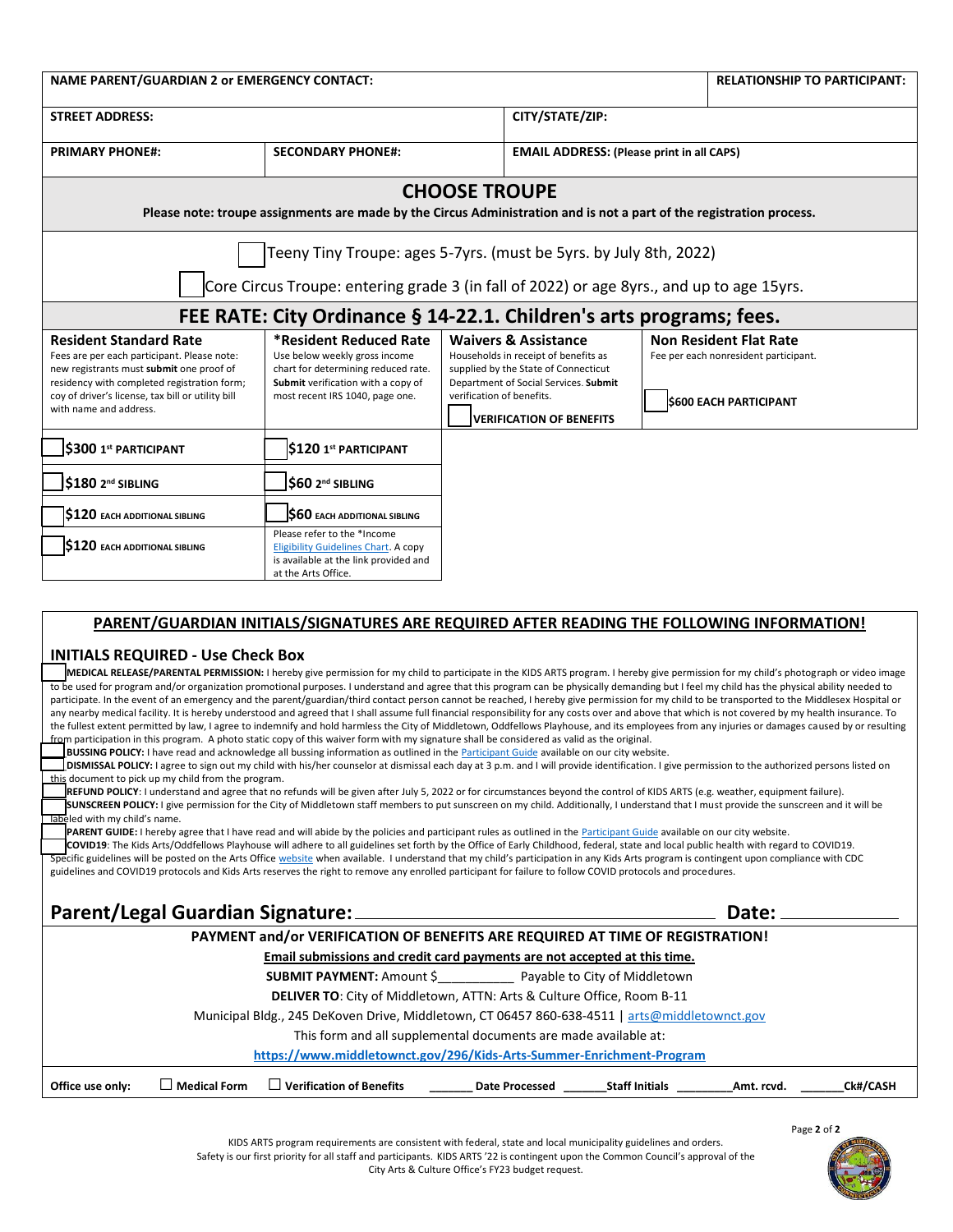| NAME PARENT/GUARDIAN 2 or EMERGENCY CONTACT: | | RELATIONSHIP TO PARTICIPANT: |
|---|---|---|
| **STREET ADDRESS:** | **CITY/STATE/ZIP:** | |
| **PRIMARY PHONE#:** / **SECONDARY PHONE#:** | **EMAIL ADDRESS: (Please print in all CAPS)** | |

## CHOOSE TROUPE

**Please note: troupe assignments are made by the Circus Administration and is not a part of the registration process.**

☐ Teeny Tiny Troupe: ages 5-7yrs. (must be 5yrs. by July 8th, 2022)

☐ Core Circus Troupe: entering grade 3 (in fall of 2022) or age 8yrs., and up to age 15yrs.

## FEE RATE: City Ordinance § 14-22.1. Children's arts programs; fees.

| Resident Standard Rate | *Resident Reduced Rate | Waivers & Assistance | Non Resident Flat Rate |
|---|---|---|---|
| Fees are per each participant. Please note: new registrants must **submit** one proof of residency with completed registration form; coy of driver's license, tax bill or utility bill with name and address. | Use below weekly gross income chart for determining reduced rate. **Submit** verification with a copy of most recent IRS 1040, page one. | Households in receipt of benefits as supplied by the State of Connecticut Department of Social Services. **Submit** verification of benefits.<br>☐ **VERIFICATION OF BENEFITS** | Fee per each nonresident participant.<br>☐ **$600 EACH PARTICIPANT** |
| ☐ **$300 1st PARTICIPANT** | ☐ **$120 1st PARTICIPANT** | | |
| ☐ **$180 2nd SIBLING** | ☐ **$60 2nd SIBLING** | | |
| ☐ **$120 EACH ADDITIONAL SIBLING** | ☐ **$60 EACH ADDITIONAL SIBLING** | | |
| ☐ **$120 EACH ADDITIONAL SIBLING** | Please refer to the *Income Eligibility Guidelines Chart. A copy is available at the link provided and at the Arts Office. | | |

### PARENT/GUARDIAN INITIALS/SIGNATURES ARE REQUIRED AFTER READING THE FOLLOWING INFORMATION!

### INITIALS REQUIRED - Use Check Box

☐ **MEDICAL RELEASE/PARENTAL PERMISSION:** I hereby give permission for my child to participate in the KIDS ARTS program. I hereby give permission for my child's photograph or video image to be used for program and/or organization promotional purposes. I understand and agree that this program can be physically demanding but I feel my child has the physical ability needed to participate. In the event of an emergency and the parent/guardian/third contact person cannot be reached, I hereby give permission for my child to be transported to the Middlesex Hospital or any nearby medical facility. It is hereby understood and agreed that I shall assume full financial responsibility for any costs over and above that which is not covered by my health insurance. To the fullest extent permitted by law, I agree to indemnify and hold harmless the City of Middletown, Oddfellows Playhouse, and its employees from any injuries or damages caused by or resulting from participation in this program. A photo static copy of this waiver form with my signature shall be considered as valid as the original.

☐ **BUSSING POLICY:** I have read and acknowledge all bussing information as outlined in the Participant Guide available on our city website.

☐ **DISMISSAL POLICY:** I agree to sign out my child with his/her counselor at dismissal each day at 3 p.m. and I will provide identification. I give permission to the authorized persons listed on this document to pick up my child from the program.

☐ **REFUND POLICY**: I understand and agree that no refunds will be given after July 5, 2022 or for circumstances beyond the control of KIDS ARTS (e.g. weather, equipment failure).

☐ **SUNSCREEN POLICY:** I give permission for the City of Middletown staff members to put sunscreen on my child. Additionally, I understand that I must provide the sunscreen and it will be labeled with my child's name.

☐ **PARENT GUIDE:** I hereby agree that I have read and will abide by the policies and participant rules as outlined in the Participant Guide available on our city website.

☐ **COVID19**: The Kids Arts/Oddfellows Playhouse will adhere to all guidelines set forth by the Office of Early Childhood, federal, state and local public health with regard to COVID19. Specific guidelines will be posted on the Arts Office website when available. I understand that my child's participation in any Kids Arts program is contingent upon compliance with CDC guidelines and COVID19 protocols and Kids Arts reserves the right to remove any enrolled participant for failure to follow COVID protocols and procedures.

**Parent/Legal Guardian Signature:** ______________________________ **Date:** ____________

**PAYMENT and/or VERIFICATION OF BENEFITS ARE REQUIRED AT TIME OF REGISTRATION!**

**Email submissions and credit card payments are not accepted at this time.**

**SUBMIT PAYMENT:** Amount $__________ Payable to City of Middletown

**DELIVER TO**: City of Middletown, ATTN: Arts & Culture Office, Room B-11

Municipal Bldg., 245 DeKoven Drive, Middletown, CT 06457 860-638-4511 | arts@middletownct.gov

This form and all supplemental documents are made available at:

**https://www.middletownct.gov/296/Kids-Arts-Summer-Enrichment-Program**

**Office use only:** ☐ **Medical Form** ☐ **Verification of Benefits** ______ **Date Processed** ______ **Staff Initials** ________ **Amt. rcvd.** ______ **Ck#/CASH**

KIDS ARTS program requirements are consistent with federal, state and local municipality guidelines and orders.
Safety is our first priority for all staff and participants. KIDS ARTS '22 is contingent upon the Common Council's approval of the City Arts & Culture Office's FY23 budget request.